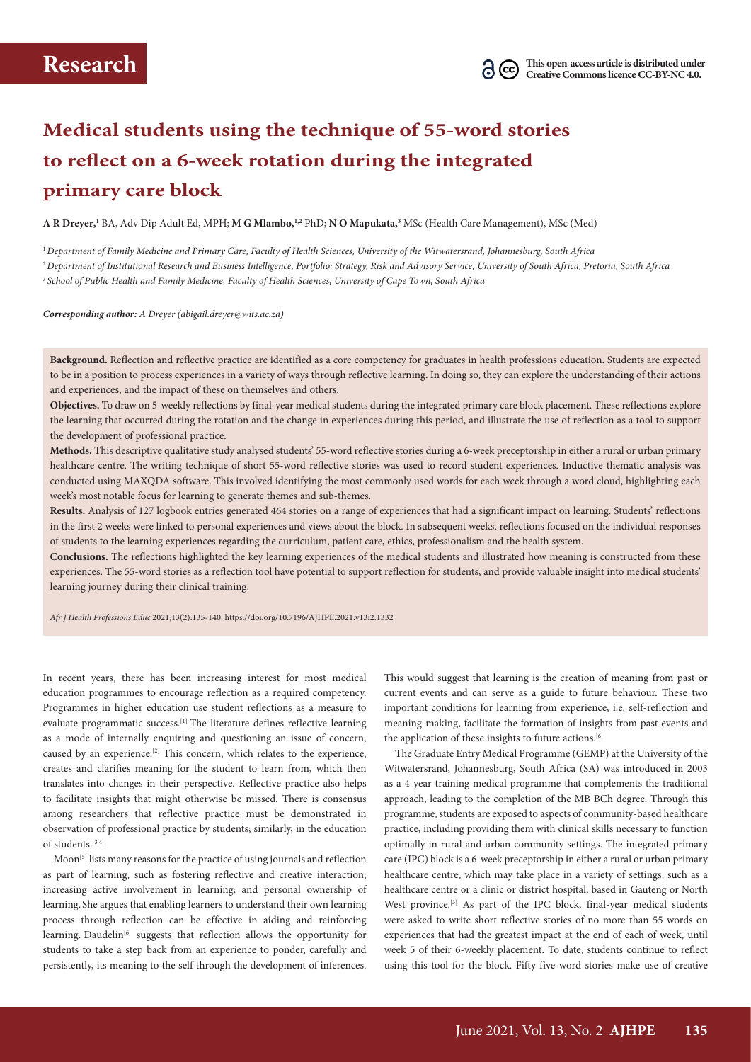Research

This open-access article is distributed under Creative Commons licence CC-BY-NC 4.0.

# Medical students using the technique of 55-word stories to reflect on a 6-week rotation during the integrated primary care block

**A R Dreyer,**[1] BA, Adv Dip Adult Ed, MPH; **M G Mlambo,**[1,2] PhD; **N O Mapukata,**[3] MSc (Health Care Management), MSc (Med)

[1] *Department of Family Medicine and Primary Care, Faculty of Health Sciences, University of the Witwatersrand, Johannesburg, South Africa*

[2] *Department of Institutional Research and Business Intelligence, Portfolio: Strategy, Risk and Advisory Service, University of South Africa, Pretoria, South Africa*

[3] *School of Public Health and Family Medicine, Faculty of Health Sciences, University of Cape Town, South Africa*

***Corresponding author:*** *A Dreyer (abigail.dreyer@wits.ac.za)*

**Background.** Reflection and reflective practice are identified as a core competency for graduates in health professions education. Students are expected to be in a position to process experiences in a variety of ways through reflective learning. In doing so, they can explore the understanding of their actions and experiences, and the impact of these on themselves and others.

**Objectives.** To draw on 5-weekly reflections by final-year medical students during the integrated primary care block placement. These reflections explore the learning that occurred during the rotation and the change in experiences during this period, and illustrate the use of reflection as a tool to support the development of professional practice.

**Methods.** This descriptive qualitative study analysed students' 55-word reflective stories during a 6-week preceptorship in either a rural or urban primary healthcare centre. The writing technique of short 55-word reflective stories was used to record student experiences. Inductive thematic analysis was conducted using MAXQDA software. This involved identifying the most commonly used words for each week through a word cloud, highlighting each week's most notable focus for learning to generate themes and sub-themes.

**Results.** Analysis of 127 logbook entries generated 464 stories on a range of experiences that had a significant impact on learning. Students' reflections in the first 2 weeks were linked to personal experiences and views about the block. In subsequent weeks, reflections focused on the individual responses of students to the learning experiences regarding the curriculum, patient care, ethics, professionalism and the health system.

**Conclusions.** The reflections highlighted the key learning experiences of the medical students and illustrated how meaning is constructed from these experiences. The 55-word stories as a reflection tool have potential to support reflection for students, and provide valuable insight into medical students' learning journey during their clinical training.

*Afr J Health Professions Educ* 2021;13(2):135-140. https://doi.org/10.7196/AJHPE.2021.v13i2.1332

In recent years, there has been increasing interest for most medical education programmes to encourage reflection as a required competency. Programmes in higher education use student reflections as a measure to evaluate programmatic success.[1] The literature defines reflective learning as a mode of internally enquiring and questioning an issue of concern, caused by an experience.[2] This concern, which relates to the experience, creates and clarifies meaning for the student to learn from, which then translates into changes in their perspective. Reflective practice also helps to facilitate insights that might otherwise be missed. There is consensus among researchers that reflective practice must be demonstrated in observation of professional practice by students; similarly, in the education of students.[3,4]

Moon[5] lists many reasons for the practice of using journals and reflection as part of learning, such as fostering reflective and creative interaction; increasing active involvement in learning; and personal ownership of learning. She argues that enabling learners to understand their own learning process through reflection can be effective in aiding and reinforcing learning. Daudelin[6] suggests that reflection allows the opportunity for students to take a step back from an experience to ponder, carefully and persistently, its meaning to the self through the development of inferences. This would suggest that learning is the creation of meaning from past or current events and can serve as a guide to future behaviour. These two important conditions for learning from experience, i.e. self-reflection and meaning-making, facilitate the formation of insights from past events and the application of these insights to future actions.[6]

The Graduate Entry Medical Programme (GEMP) at the University of the Witwatersrand, Johannesburg, South Africa (SA) was introduced in 2003 as a 4-year training medical programme that complements the traditional approach, leading to the completion of the MB BCh degree. Through this programme, students are exposed to aspects of community-based healthcare practice, including providing them with clinical skills necessary to function optimally in rural and urban community settings. The integrated primary care (IPC) block is a 6-week preceptorship in either a rural or urban primary healthcare centre, which may take place in a variety of settings, such as a healthcare centre or a clinic or district hospital, based in Gauteng or North West province.[3] As part of the IPC block, final-year medical students were asked to write short reflective stories of no more than 55 words on experiences that had the greatest impact at the end of each of week, until week 5 of their 6-weekly placement. To date, students continue to reflect using this tool for the block. Fifty-five-word stories make use of creative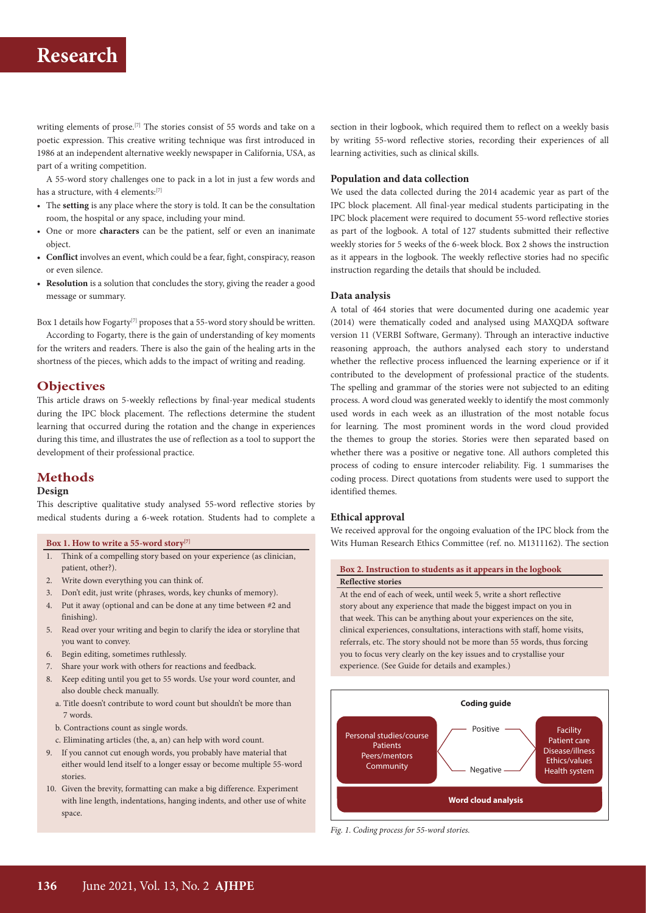writing elements of prose.[7] The stories consist of 55 words and take on a poetic expression. This creative writing technique was first introduced in 1986 at an independent alternative weekly newspaper in California, USA, as part of a writing competition.

A 55-word story challenges one to pack in a lot in just a few words and has a structure, with 4 elements:[7]

- The **setting** is any place where the story is told. It can be the consultation room, the hospital or any space, including your mind.
- One or more **characters** can be the patient, self or even an inanimate object.
- **Conflict** involves an event, which could be a fear, fight, conspiracy, reason or even silence.
- **Resolution** is a solution that concludes the story, giving the reader a good message or summary.

Box 1 details how Fogarty[7] proposes that a 55-word story should be written.

According to Fogarty, there is the gain of understanding of key moments for the writers and readers. There is also the gain of the healing arts in the shortness of the pieces, which adds to the impact of writing and reading.

**Box 1. How to write a 55-word story[7]**

1. Think of a compelling story based on your experience (as clinician, patient, other?).
2. Write down everything you can think of.
3. Don't edit, just write (phrases, words, key chunks of memory).
4. Put it away (optional and can be done at any time between #2 and finishing).
5. Read over your writing and begin to clarify the idea or storyline that you want to convey.
6. Begin editing, sometimes ruthlessly.
7. Share your work with others for reactions and feedback.
8. Keep editing until you get to 55 words. Use your word counter, and also double check manually.
   a. Title doesn't contribute to word count but shouldn't be more than 7 words.
   b. Contractions count as single words.
   c. Eliminating articles (the, a, an) can help with word count.
9. If you cannot cut enough words, you probably have material that either would lend itself to a longer essay or become multiple 55-word stories.
10. Given the brevity, formatting can make a big difference. Experiment with line length, indentations, hanging indents, and other use of white space.

## Objectives

This article draws on 5-weekly reflections by final-year medical students during the IPC block placement. The reflections determine the student learning that occurred during the rotation and the change in experiences during this time, and illustrates the use of reflection as a tool to support the development of their professional practice.

## Methods

### Design

This descriptive qualitative study analysed 55-word reflective stories by medical students during a 6-week rotation. Students had to complete a section in their logbook, which required them to reflect on a weekly basis by writing 55-word reflective stories, recording their experiences of all learning activities, such as clinical skills.

### Population and data collection

We used the data collected during the 2014 academic year as part of the IPC block placement. All final-year medical students participating in the IPC block placement were required to document 55-word reflective stories as part of the logbook. A total of 127 students submitted their reflective weekly stories for 5 weeks of the 6-week block. Box 2 shows the instruction as it appears in the logbook. The weekly reflective stories had no specific instruction regarding the details that should be included.

### Data analysis

A total of 464 stories that were documented during one academic year (2014) were thematically coded and analysed using MAXQDA software version 11 (VERBI Software, Germany). Through an interactive inductive reasoning approach, the authors analysed each story to understand whether the reflective process influenced the learning experience or if it contributed to the development of professional practice of the students. The spelling and grammar of the stories were not subjected to an editing process. A word cloud was generated weekly to identify the most commonly used words in each week as an illustration of the most notable focus for learning. The most prominent words in the word cloud provided the themes to group the stories. Stories were then separated based on whether there was a positive or negative tone. All authors completed this process of coding to ensure intercoder reliability. Fig. 1 summarises the coding process. Direct quotations from students were used to support the identified themes.

### Ethical approval

We received approval for the ongoing evaluation of the IPC block from the Wits Human Research Ethics Committee (ref. no. M1311162). The section

**Box 2. Instruction to students as it appears in the logbook**

**Reflective stories**

At the end of each of week, until week 5, write a short reflective story about any experience that made the biggest impact on you in that week. This can be anything about your experiences on the site, clinical experiences, consultations, interactions with staff, home visits, referrals, etc. The story should not be more than 55 words, thus forcing you to focus very clearly on the key issues and to crystallise your experience. (See Guide for details and examples.)

**Coding guide**

Personal studies/course
Patients
Peers/mentors
Community

Positive / Negative

Facility
Patient care
Disease/illness
Ethics/values
Health system

**Word cloud analysis**

*Fig. 1. Coding process for 55-word stories.*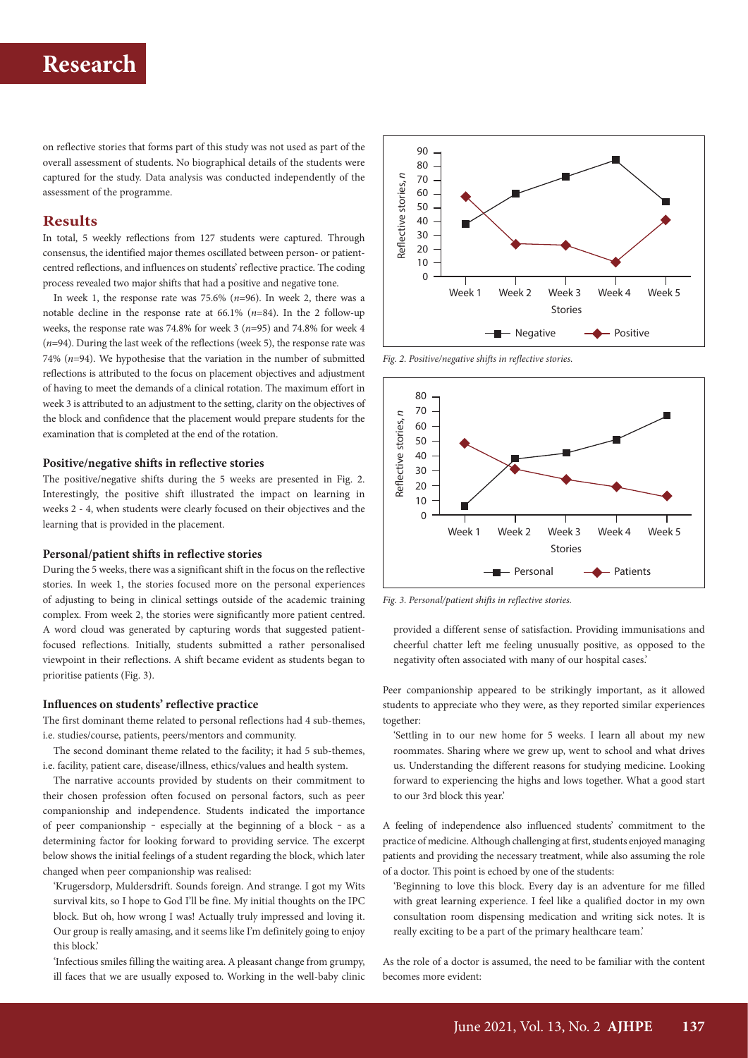on reflective stories that forms part of this study was not used as part of the overall assessment of students. No biographical details of the students were captured for the study. Data analysis was conducted independently of the assessment of the programme.

## Results

In total, 5 weekly reflections from 127 students were captured. Through consensus, the identified major themes oscillated between person- or patient-centred reflections, and influences on students' reflective practice. The coding process revealed two major shifts that had a positive and negative tone.

In week 1, the response rate was 75.6% ($n$=96). In week 2, there was a notable decline in the response rate at 66.1% ($n$=84). In the 2 follow-up weeks, the response rate was 74.8% for week 3 ($n$=95) and 74.8% for week 4 ($n$=94). During the last week of the reflections (week 5), the response rate was 74% ($n$=94). We hypothesise that the variation in the number of submitted reflections is attributed to the focus on placement objectives and adjustment of having to meet the demands of a clinical rotation. The maximum effort in week 3 is attributed to an adjustment to the setting, clarity on the objectives of the block and confidence that the placement would prepare students for the examination that is completed at the end of the rotation.

### Positive/negative shifts in reflective stories

The positive/negative shifts during the 5 weeks are presented in Fig. 2. Interestingly, the positive shift illustrated the impact on learning in weeks 2 - 4, when students were clearly focused on their objectives and the learning that is provided in the placement.

### Personal/patient shifts in reflective stories

During the 5 weeks, there was a significant shift in the focus on the reflective stories. In week 1, the stories focused more on the personal experiences of adjusting to being in clinical settings outside of the academic training complex. From week 2, the stories were significantly more patient centred. A word cloud was generated by capturing words that suggested patient-focused reflections. Initially, students submitted a rather personalised viewpoint in their reflections. A shift became evident as students began to prioritise patients (Fig. 3).

### Influences on students' reflective practice

The first dominant theme related to personal reflections had 4 sub-themes, i.e. studies/course, patients, peers/mentors and community.

The second dominant theme related to the facility; it had 5 sub-themes, i.e. facility, patient care, disease/illness, ethics/values and health system.

The narrative accounts provided by students on their commitment to their chosen profession often focused on personal factors, such as peer companionship and independence. Students indicated the importance of peer companionship – especially at the beginning of a block – as a determining factor for looking forward to providing service. The excerpt below shows the initial feelings of a student regarding the block, which later changed when peer companionship was realised:

'Krugersdorp, Muldersdrift. Sounds foreign. And strange. I got my Wits survival kits, so I hope to God I'll be fine. My initial thoughts on the IPC block. But oh, how wrong I was! Actually truly impressed and loving it. Our group is really amasing, and it seems like I'm definitely going to enjoy this block.'

'Infectious smiles filling the waiting area. A pleasant change from grumpy, ill faces that we are usually exposed to. Working in the well-baby clinic provided a different sense of satisfaction. Providing immunisations and cheerful chatter left me feeling unusually positive, as opposed to the negativity often associated with many of our hospital cases.'

*Fig. 2. Positive/negative shifts in reflective stories.*

*Fig. 3. Personal/patient shifts in reflective stories.*

Peer companionship appeared to be strikingly important, as it allowed students to appreciate who they were, as they reported similar experiences together:

'Settling in to our new home for 5 weeks. I learn all about my new roommates. Sharing where we grew up, went to school and what drives us. Understanding the different reasons for studying medicine. Looking forward to experiencing the highs and lows together. What a good start to our 3rd block this year.'

A feeling of independence also influenced students' commitment to the practice of medicine. Although challenging at first, students enjoyed managing patients and providing the necessary treatment, while also assuming the role of a doctor. This point is echoed by one of the students:

'Beginning to love this block. Every day is an adventure for me filled with great learning experience. I feel like a qualified doctor in my own consultation room dispensing medication and writing sick notes. It is really exciting to be a part of the primary healthcare team.'

As the role of a doctor is assumed, the need to be familiar with the content becomes more evident: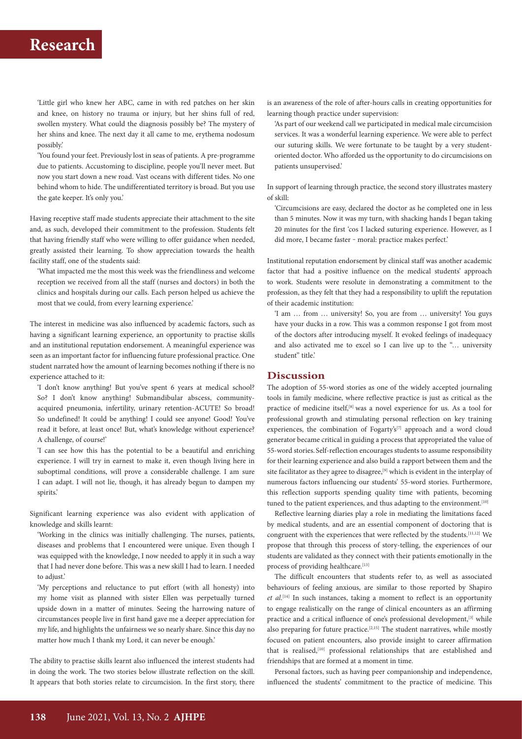'Little girl who knew her ABC, came in with red patches on her skin and knee, on history no trauma or injury, but her shins full of red, swollen mystery. What could the diagnosis possibly be? The mystery of her shins and knee. The next day it all came to me, erythema nodosum possibly.'

'You found your feet. Previously lost in seas of patients. A pre-programme due to patients. Accustoming to discipline, people you'll never meet. But now you start down a new road. Vast oceans with different tides. No one behind whom to hide. The undifferentiated territory is broad. But you use the gate keeper. It's only you.'

Having receptive staff made students appreciate their attachment to the site and, as such, developed their commitment to the profession. Students felt that having friendly staff who were willing to offer guidance when needed, greatly assisted their learning. To show appreciation towards the health facility staff, one of the students said:

'What impacted me the most this week was the friendliness and welcome reception we received from all the staff (nurses and doctors) in both the clinics and hospitals during our calls. Each person helped us achieve the most that we could, from every learning experience.'

The interest in medicine was also influenced by academic factors, such as having a significant learning experience, an opportunity to practise skills and an institutional reputation endorsement. A meaningful experience was seen as an important factor for influencing future professional practice. One student narrated how the amount of learning becomes nothing if there is no experience attached to it:

'I don't know anything! But you've spent 6 years at medical school? So? I don't know anything! Submandibular abscess, community-acquired pneumonia, infertility, urinary retention-ACUTE! So broad! So undefined! It could be anything! I could see anyone! Good! You've read it before, at least once! But, what's knowledge without experience? A challenge, of course!'

'I can see how this has the potential to be a beautiful and enriching experience. I will try in earnest to make it, even though living here in suboptimal conditions, will prove a considerable challenge. I am sure I can adapt. I will not lie, though, it has already begun to dampen my spirits.'

Significant learning experience was also evident with application of knowledge and skills learnt:

'Working in the clinics was initially challenging. The nurses, patients, diseases and problems that I encountered were unique. Even though I was equipped with the knowledge, I now needed to apply it in such a way that I had never done before. This was a new skill I had to learn. I needed to adjust.'

'My perceptions and reluctance to put effort (with all honesty) into my home visit as planned with sister Ellen was perpetually turned upside down in a matter of minutes. Seeing the harrowing nature of circumstances people live in first hand gave me a deeper appreciation for my life, and highlights the unfairness we so nearly share. Since this day no matter how much I thank my Lord, it can never be enough.'

The ability to practise skills learnt also influenced the interest students had in doing the work. The two stories below illustrate reflection on the skill. It appears that both stories relate to circumcision. In the first story, there is an awareness of the role of after-hours calls in creating opportunities for learning though practice under supervision:

'As part of our weekend call we participated in medical male circumcision services. It was a wonderful learning experience. We were able to perfect our suturing skills. We were fortunate to be taught by a very student-oriented doctor. Who afforded us the opportunity to do circumcisions on patients unsupervised.'

In support of learning through practice, the second story illustrates mastery of skill:

'Circumcisions are easy, declared the doctor as he completed one in less than 5 minutes. Now it was my turn, with shacking hands I began taking 20 minutes for the first 'cos I lacked suturing experience. However, as I did more, I became faster - moral: practice makes perfect.'

Institutional reputation endorsement by clinical staff was another academic factor that had a positive influence on the medical students' approach to work. Students were resolute in demonstrating a commitment to the profession, as they felt that they had a responsibility to uplift the reputation of their academic institution:

'I am … from … university! So, you are from … university! You guys have your ducks in a row. This was a common response I got from most of the doctors after introducing myself. It evoked feelings of inadequacy and also activated me to excel so I can live up to the "… university student" title.'

## Discussion

The adoption of 55-word stories as one of the widely accepted journaling tools in family medicine, where reflective practice is just as critical as the practice of medicine itself,[8] was a novel experience for us. As a tool for professional growth and stimulating personal reflection on key training experiences, the combination of Fogarty's[7] approach and a word cloud generator became critical in guiding a process that appropriated the value of 55-word stories. Self-reflection encourages students to assume responsibility for their learning experience and also build a rapport between them and the site facilitator as they agree to disagree,[9] which is evident in the interplay of numerous factors influencing our students' 55-word stories. Furthermore, this reflection supports spending quality time with patients, becoming tuned to the patient experiences, and thus adapting to the environment.[10]

Reflective learning diaries play a role in mediating the limitations faced by medical students, and are an essential component of doctoring that is congruent with the experiences that were reflected by the students.[11,12] We propose that through this process of story-telling, the experiences of our students are validated as they connect with their patients emotionally in the process of providing healthcare.[13]

The difficult encounters that students refer to, as well as associated behaviours of feeling anxious, are similar to those reported by Shapiro *et al*.[14] In such instances, taking a moment to reflect is an opportunity to engage realistically on the range of clinical encounters as an affirming practice and a critical influence of one's professional development,[3] while also preparing for future practice.[2,15] The student narratives, while mostly focused on patient encounters, also provide insight to career affirmation that is realised,[10] professional relationships that are established and friendships that are formed at a moment in time.

Personal factors, such as having peer companionship and independence, influenced the students' commitment to the practice of medicine. This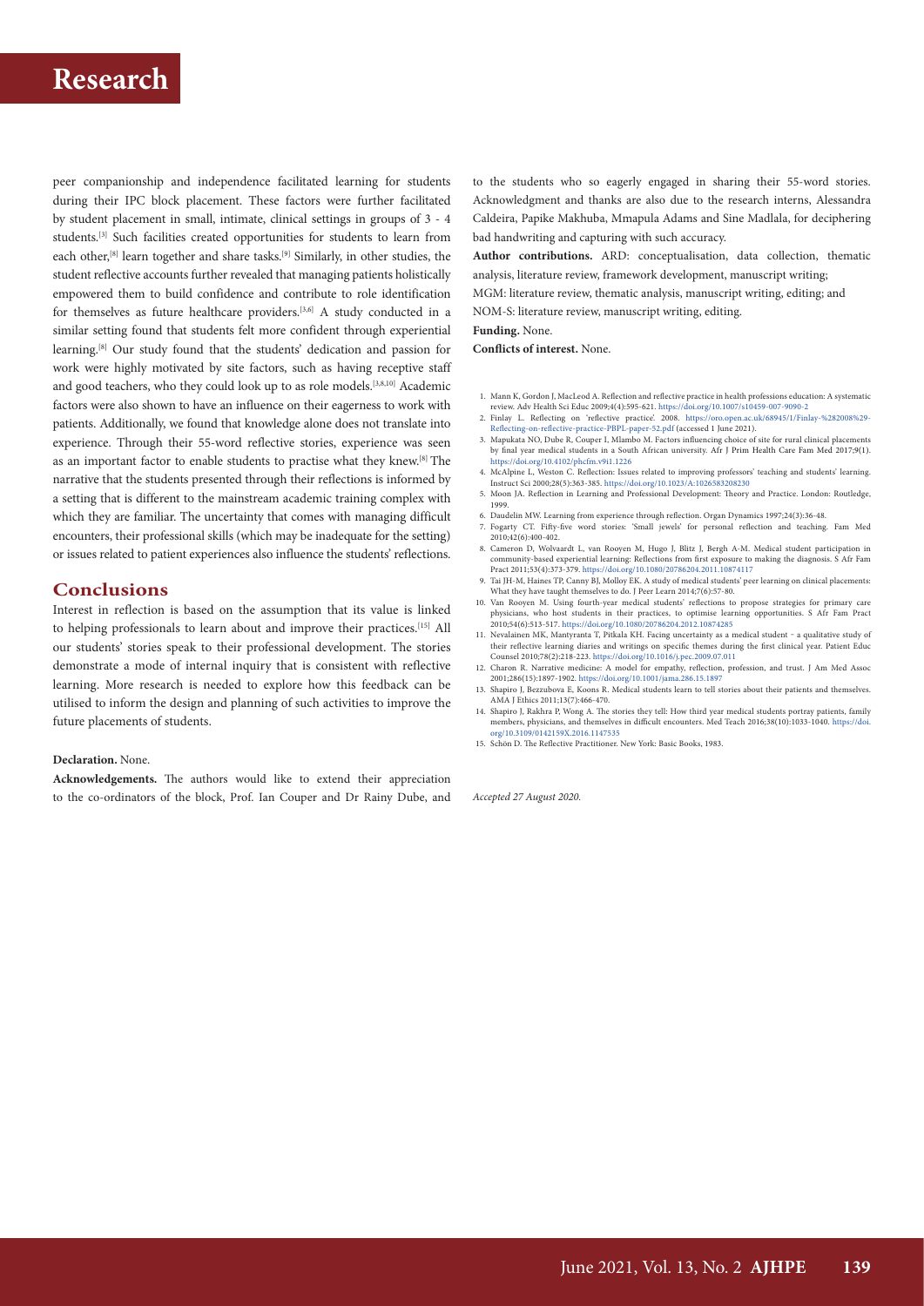peer companionship and independence facilitated learning for students during their IPC block placement. These factors were further facilitated by student placement in small, intimate, clinical settings in groups of 3 - 4 students.[3] Such facilities created opportunities for students to learn from each other,[8] learn together and share tasks.[9] Similarly, in other studies, the student reflective accounts further revealed that managing patients holistically empowered them to build confidence and contribute to role identification for themselves as future healthcare providers.[3,6] A study conducted in a similar setting found that students felt more confident through experiential learning.[8] Our study found that the students' dedication and passion for work were highly motivated by site factors, such as having receptive staff and good teachers, who they could look up to as role models.[3,8,10] Academic factors were also shown to have an influence on their eagerness to work with patients. Additionally, we found that knowledge alone does not translate into experience. Through their 55-word reflective stories, experience was seen as an important factor to enable students to practise what they knew.[8] The narrative that the students presented through their reflections is informed by a setting that is different to the mainstream academic training complex with which they are familiar. The uncertainty that comes with managing difficult encounters, their professional skills (which may be inadequate for the setting) or issues related to patient experiences also influence the students' reflections.

## Conclusions

Interest in reflection is based on the assumption that its value is linked to helping professionals to learn about and improve their practices.[15] All our students' stories speak to their professional development. The stories demonstrate a mode of internal inquiry that is consistent with reflective learning. More research is needed to explore how this feedback can be utilised to inform the design and planning of such activities to improve the future placements of students.

**Declaration.** None.

**Acknowledgements.** The authors would like to extend their appreciation to the co-ordinators of the block, Prof. Ian Couper and Dr Rainy Dube, and to the students who so eagerly engaged in sharing their 55-word stories. Acknowledgment and thanks are also due to the research interns, Alessandra Caldeira, Papike Makhuba, Mmapula Adams and Sine Madlala, for deciphering bad handwriting and capturing with such accuracy.

**Author contributions.** ARD: conceptualisation, data collection, thematic analysis, literature review, framework development, manuscript writing; MGM: literature review, thematic analysis, manuscript writing, editing; and NOM-S: literature review, manuscript writing, editing.

**Funding.** None.

**Conflicts of interest.** None.

1. Mann K, Gordon J, MacLeod A. Reflection and reflective practice in health professions education: A systematic review. Adv Health Sci Educ 2009;4(4):595-621. https://doi.org/10.1007/s10459-007-9090-2
2. Finlay L. Reflecting on 'reflective practice'. 2008. https://oro.open.ac.uk/68945/1/Finlay-%282008%29-Reflecting-on-reflective-practice-PBPL-paper-52.pdf (accessed 1 June 2021).
3. Mapukata NO, Dube R, Couper I, Mlambo M. Factors influencing choice of site for rural clinical placements by final year medical students in a South African university. Afr J Prim Health Care Fam Med 2017;9(1). https://doi.org/10.4102/phcfm.v9i1.1226
4. McAlpine L, Weston C. Reflection: Issues related to improving professors' teaching and students' learning. Instruct Sci 2000;28(5):363-385. https://doi.org/10.1023/A:1026583208230
5. Moon JA. Reflection in Learning and Professional Development: Theory and Practice. London: Routledge, 1999.
6. Daudelin MW. Learning from experience through reflection. Organ Dynamics 1997;24(3):36-48.
7. Fogarty CT. Fifty-five word stories: 'Small jewels' for personal reflection and teaching. Fam Med 2010;42(6):400-402.
8. Cameron D, Wolvaardt L, van Rooyen M, Hugo J, Blitz J, Bergh A-M. Medical student participation in community-based experiential learning: Reflections from first exposure to making the diagnosis. S Afr Fam Pract 2011;53(4):373-379. https://doi.org/10.1080/20786204.2011.10874117
9. Tai JH-M, Haines TP, Canny BJ, Molloy EK. A study of medical students' peer learning on clinical placements: What they have taught themselves to do. J Peer Learn 2014;7(6):57-80.
10. Van Rooyen M. Using fourth-year medical students' reflections to propose strategies for primary care physicians, who host students in their practices, to optimise learning opportunities. S Afr Fam Pract 2010;54(6):513-517. https://doi.org/10.1080/20786204.2012.10874285
11. Nevalainen MK, Mantyranta T, Pitkala KH. Facing uncertainty as a medical student – a qualitative study of their reflective learning diaries and writings on specific themes during the first clinical year. Patient Educ Counsel 2010;78(2):218-223. https://doi.org/10.1016/j.pec.2009.07.011
12. Charon R. Narrative medicine: A model for empathy, reflection, profession, and trust. J Am Med Assoc 2001;286(15):1897-1902. https://doi.org/10.1001/jama.286.15.1897
13. Shapiro J, Bezzubova E, Koons R. Medical students learn to tell stories about their patients and themselves. AMA J Ethics 2011;13(7):466-470.
14. Shapiro J, Rakhra P, Wong A. The stories they tell: How third year medical students portray patients, family members, physicians, and themselves in difficult encounters. Med Teach 2016;38(10):1033-1040. https://doi.org/10.3109/0142159X.2016.1147535
15. Schön D. The Reflective Practitioner. New York: Basic Books, 1983.

*Accepted 27 August 2020.*